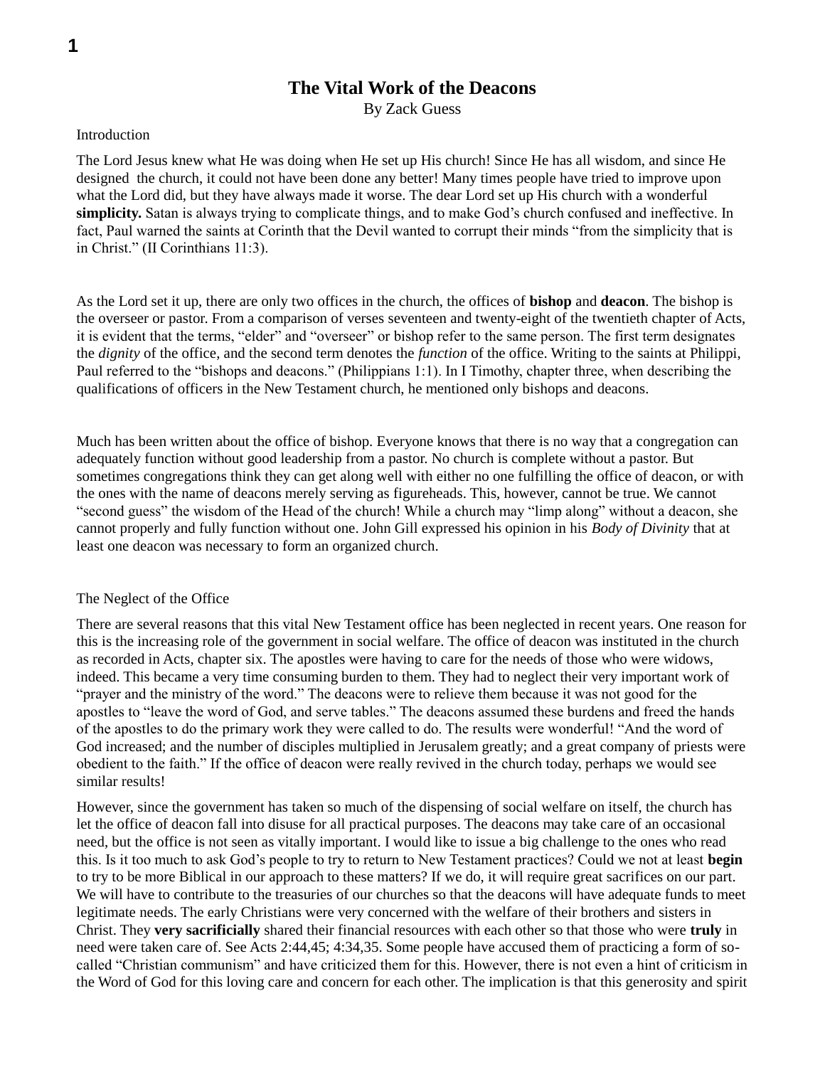# The Vital Work of the Deacons

By Zack Guess

## Introduction

The Lord Jesus knew what He was doing when He set up His church! Since He has all wisdom, and since He designed the church, it could not have been done any better! Many times people have tried to improve upon what the Lord did, but they have always made it worse. The dear Lord set up His church with a wonderful **simplicity.** Satan is always trying to complicate things, and to make God's church confused and ineffective. In fact, Paul warned the saints at Corinth that the Devil wanted to corrupt their minds "from the simplicity that is in Christ." (II Corinthians 11:3).

As the Lord set it up, there are only two offices in the church, the offices of **bishop** and **deacon**. The bishop is the overseer or pastor. From a comparison of verses seventeen and twenty-eight of the twentieth chapter of Acts, it is evident that the terms, "elder" and "overseer" or bishop refer to the same person. The first term designates the *dignity* of the office, and the second term denotes the *function* of the office. Writing to the saints at Philippi, Paul referred to the "bishops and deacons." (Philippians 1:1). In I Timothy, chapter three, when describing the qualifications of officers in the New Testament church, he mentioned only bishops and deacons.

Much has been written about the office of bishop. Everyone knows that there is no way that a congregation can adequately function without good leadership from a pastor. No church is complete without a pastor. But sometimes congregations think they can get along well with either no one fulfilling the office of deacon, or with the ones with the name of deacons merely serving as figureheads. This, however, cannot be true. We cannot "second guess" the wisdom of the Head of the church! While a church may "limp along" without a deacon, she cannot properly and fully function without one. John Gill expressed his opinion in his *Body of Divinity* that at least one deacon was necessary to form an organized church.

## The Neglect of the Office

There are several reasons that this vital New Testament office has been neglected in recent years. One reason for this is the increasing role of the government in social welfare. The office of deacon was instituted in the church as recorded in Acts, chapter six. The apostles were having to care for the needs of those who were widows, indeed. This became a very time consuming burden to them. They had to neglect their very important work of "prayer and the ministry of the word." The deacons were to relieve them because it was not good for the apostles to "leave the word of God, and serve tables." The deacons assumed these burdens and freed the hands of the apostles to do the primary work they were called to do. The results were wonderful! "And the word of God increased; and the number of disciples multiplied in Jerusalem greatly; and a great company of priests were obedient to the faith." If the office of deacon were really revived in the church today, perhaps we would see similar results!

However, since the government has taken so much of the dispensing of social welfare on itself, the church has let the office of deacon fall into disuse for all practical purposes. The deacons may take care of an occasional need, but the office is not seen as vitally important. I would like to issue a big challenge to the ones who read this. Is it too much to ask God's people to try to return to New Testament practices? Could we not at least **begin** to try to be more Biblical in our approach to these matters? If we do, it will require great sacrifices on our part. We will have to contribute to the treasuries of our churches so that the deacons will have adequate funds to meet legitimate needs. The early Christians were very concerned with the welfare of their brothers and sisters in Christ. They **very sacrificially** shared their financial resources with each other so that those who were **truly** in need were taken care of. See Acts 2:44,45; 4:34,35. Some people have accused them of practicing a form of so-called "Christian communism" and have criticized them for this. However, there is not even a hint of criticism in the Word of God for this loving care and concern for each other. The implication is that this generosity and spirit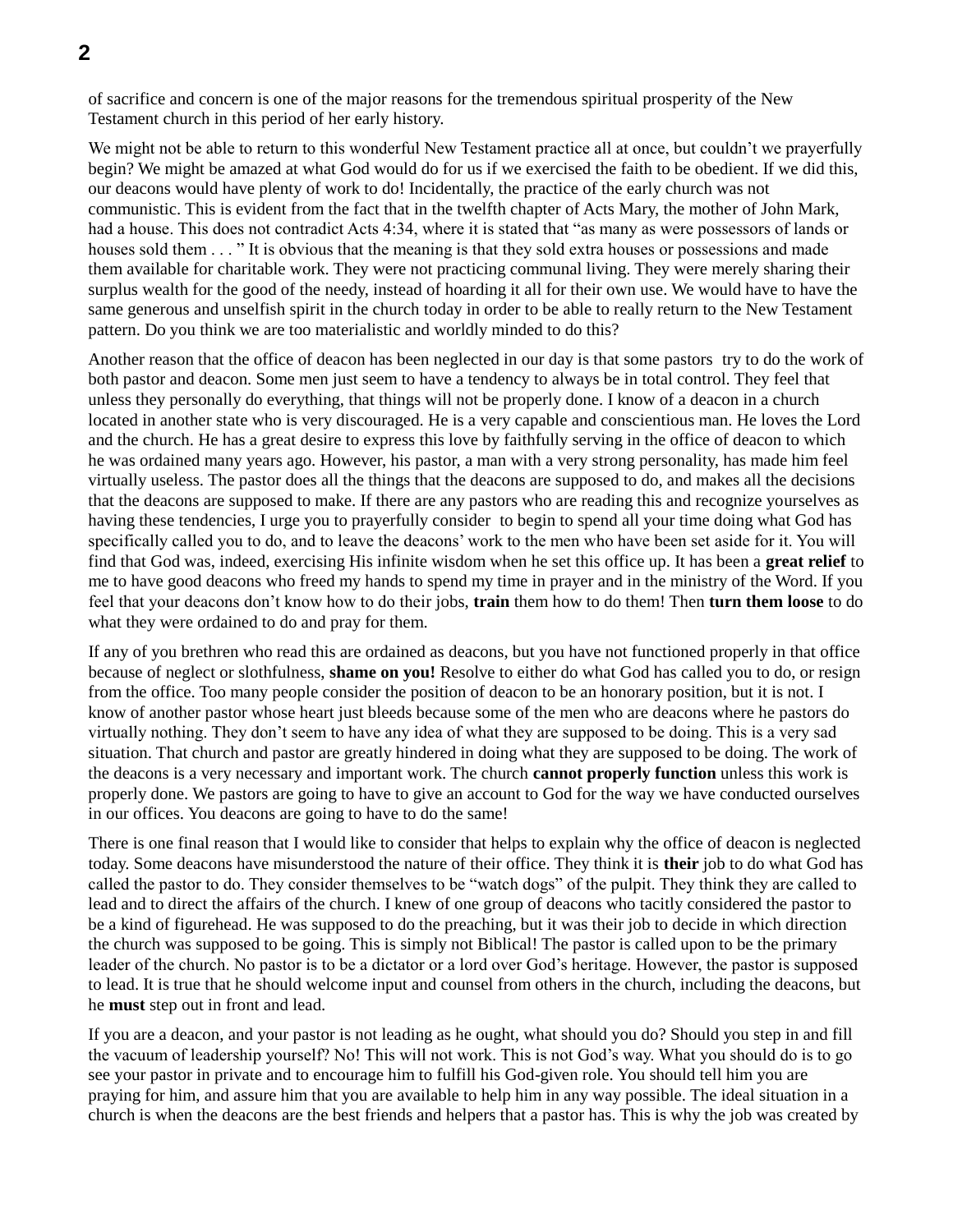of sacrifice and concern is one of the major reasons for the tremendous spiritual prosperity of the New Testament church in this period of her early history.

We might not be able to return to this wonderful New Testament practice all at once, but couldn't we prayerfully begin? We might be amazed at what God would do for us if we exercised the faith to be obedient. If we did this, our deacons would have plenty of work to do! Incidentally, the practice of the early church was not communistic. This is evident from the fact that in the twelfth chapter of Acts Mary, the mother of John Mark, had a house. This does not contradict Acts 4:34, where it is stated that "as many as were possessors of lands or houses sold them . . . " It is obvious that the meaning is that they sold extra houses or possessions and made them available for charitable work. They were not practicing communal living. They were merely sharing their surplus wealth for the good of the needy, instead of hoarding it all for their own use. We would have to have the same generous and unselfish spirit in the church today in order to be able to really return to the New Testament pattern. Do you think we are too materialistic and worldly minded to do this?

Another reason that the office of deacon has been neglected in our day is that some pastors try to do the work of both pastor and deacon. Some men just seem to have a tendency to always be in total control. They feel that unless they personally do everything, that things will not be properly done. I know of a deacon in a church located in another state who is very discouraged. He is a very capable and conscientious man. He loves the Lord and the church. He has a great desire to express this love by faithfully serving in the office of deacon to which he was ordained many years ago. However, his pastor, a man with a very strong personality, has made him feel virtually useless. The pastor does all the things that the deacons are supposed to do, and makes all the decisions that the deacons are supposed to make. If there are any pastors who are reading this and recognize yourselves as having these tendencies, I urge you to prayerfully consider to begin to spend all your time doing what God has specifically called you to do, and to leave the deacons' work to the men who have been set aside for it. You will find that God was, indeed, exercising His infinite wisdom when he set this office up. It has been a **great relief** to me to have good deacons who freed my hands to spend my time in prayer and in the ministry of the Word. If you feel that your deacons don't know how to do their jobs, **train** them how to do them! Then **turn them loose** to do what they were ordained to do and pray for them.

If any of you brethren who read this are ordained as deacons, but you have not functioned properly in that office because of neglect or slothfulness, **shame on you!** Resolve to either do what God has called you to do, or resign from the office. Too many people consider the position of deacon to be an honorary position, but it is not. I know of another pastor whose heart just bleeds because some of the men who are deacons where he pastors do virtually nothing. They don't seem to have any idea of what they are supposed to be doing. This is a very sad situation. That church and pastor are greatly hindered in doing what they are supposed to be doing. The work of the deacons is a very necessary and important work. The church **cannot properly function** unless this work is properly done. We pastors are going to have to give an account to God for the way we have conducted ourselves in our offices. You deacons are going to have to do the same!

There is one final reason that I would like to consider that helps to explain why the office of deacon is neglected today. Some deacons have misunderstood the nature of their office. They think it is **their** job to do what God has called the pastor to do. They consider themselves to be "watch dogs" of the pulpit. They think they are called to lead and to direct the affairs of the church. I knew of one group of deacons who tacitly considered the pastor to be a kind of figurehead. He was supposed to do the preaching, but it was their job to decide in which direction the church was supposed to be going. This is simply not Biblical! The pastor is called upon to be the primary leader of the church. No pastor is to be a dictator or a lord over God's heritage. However, the pastor is supposed to lead. It is true that he should welcome input and counsel from others in the church, including the deacons, but he **must** step out in front and lead.

If you are a deacon, and your pastor is not leading as he ought, what should you do? Should you step in and fill the vacuum of leadership yourself? No! This will not work. This is not God's way. What you should do is to go see your pastor in private and to encourage him to fulfill his God-given role. You should tell him you are praying for him, and assure him that you are available to help him in any way possible. The ideal situation in a church is when the deacons are the best friends and helpers that a pastor has. This is why the job was created by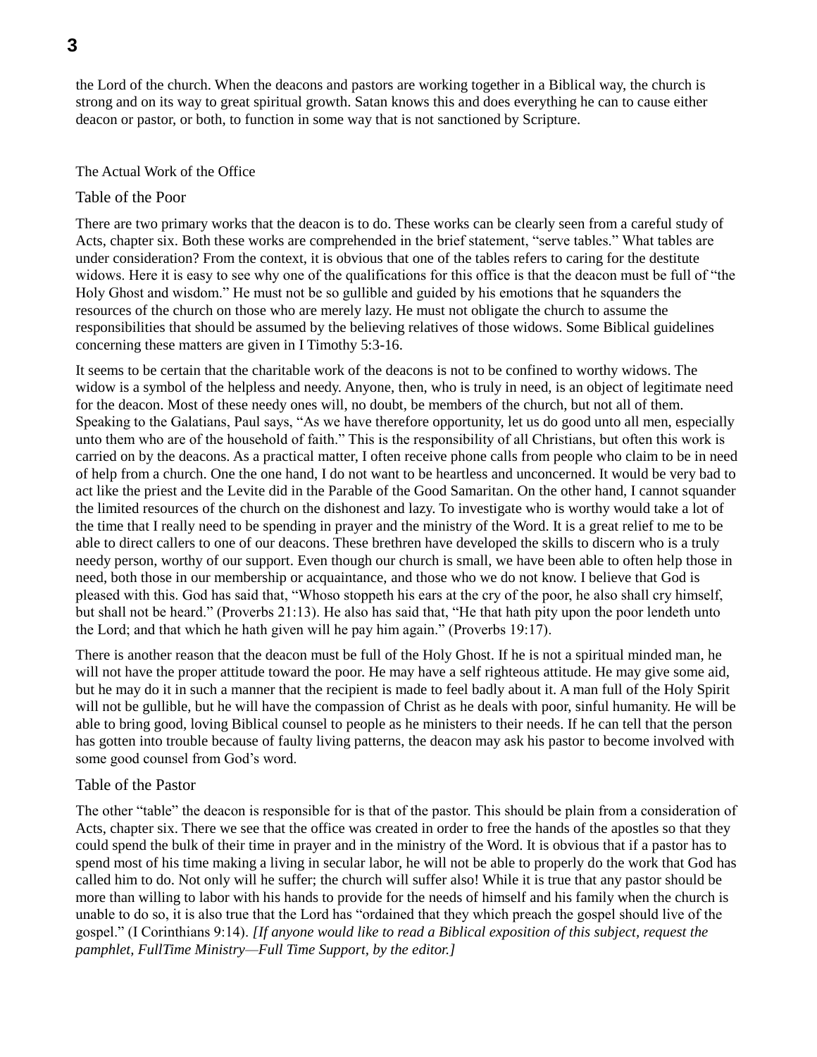the Lord of the church. When the deacons and pastors are working together in a Biblical way, the church is strong and on its way to great spiritual growth. Satan knows this and does everything he can to cause either deacon or pastor, or both, to function in some way that is not sanctioned by Scripture.

## The Actual Work of the Office

### Table of the Poor

There are two primary works that the deacon is to do. These works can be clearly seen from a careful study of Acts, chapter six. Both these works are comprehended in the brief statement, "serve tables." What tables are under consideration? From the context, it is obvious that one of the tables refers to caring for the destitute widows. Here it is easy to see why one of the qualifications for this office is that the deacon must be full of "the Holy Ghost and wisdom." He must not be so gullible and guided by his emotions that he squanders the resources of the church on those who are merely lazy. He must not obligate the church to assume the responsibilities that should be assumed by the believing relatives of those widows. Some Biblical guidelines concerning these matters are given in I Timothy 5:3-16.

It seems to be certain that the charitable work of the deacons is not to be confined to worthy widows. The widow is a symbol of the helpless and needy. Anyone, then, who is truly in need, is an object of legitimate need for the deacon. Most of these needy ones will, no doubt, be members of the church, but not all of them. Speaking to the Galatians, Paul says, "As we have therefore opportunity, let us do good unto all men, especially unto them who are of the household of faith." This is the responsibility of all Christians, but often this work is carried on by the deacons. As a practical matter, I often receive phone calls from people who claim to be in need of help from a church. One the one hand, I do not want to be heartless and unconcerned. It would be very bad to act like the priest and the Levite did in the Parable of the Good Samaritan. On the other hand, I cannot squander the limited resources of the church on the dishonest and lazy. To investigate who is worthy would take a lot of the time that I really need to be spending in prayer and the ministry of the Word. It is a great relief to me to be able to direct callers to one of our deacons. These brethren have developed the skills to discern who is a truly needy person, worthy of our support. Even though our church is small, we have been able to often help those in need, both those in our membership or acquaintance, and those who we do not know. I believe that God is pleased with this. God has said that, "Whoso stoppeth his ears at the cry of the poor, he also shall cry himself, but shall not be heard." (Proverbs 21:13). He also has said that, "He that hath pity upon the poor lendeth unto the Lord; and that which he hath given will he pay him again." (Proverbs 19:17).

There is another reason that the deacon must be full of the Holy Ghost. If he is not a spiritual minded man, he will not have the proper attitude toward the poor. He may have a self righteous attitude. He may give some aid, but he may do it in such a manner that the recipient is made to feel badly about it. A man full of the Holy Spirit will not be gullible, but he will have the compassion of Christ as he deals with poor, sinful humanity. He will be able to bring good, loving Biblical counsel to people as he ministers to their needs. If he can tell that the person has gotten into trouble because of faulty living patterns, the deacon may ask his pastor to become involved with some good counsel from God's word.

### Table of the Pastor

The other "table" the deacon is responsible for is that of the pastor. This should be plain from a consideration of Acts, chapter six. There we see that the office was created in order to free the hands of the apostles so that they could spend the bulk of their time in prayer and in the ministry of the Word. It is obvious that if a pastor has to spend most of his time making a living in secular labor, he will not be able to properly do the work that God has called him to do. Not only will he suffer; the church will suffer also! While it is true that any pastor should be more than willing to labor with his hands to provide for the needs of himself and his family when the church is unable to do so, it is also true that the Lord has "ordained that they which preach the gospel should live of the gospel." (I Corinthians 9:14). *[If anyone would like to read a Biblical exposition of this subject, request the pamphlet, FullTime Ministry—Full Time Support, by the editor.]*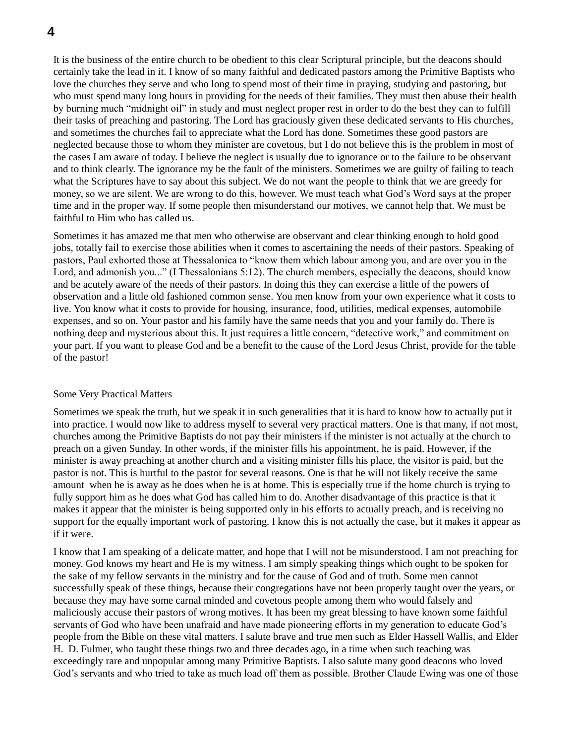It is the business of the entire church to be obedient to this clear Scriptural principle, but the deacons should certainly take the lead in it. I know of so many faithful and dedicated pastors among the Primitive Baptists who love the churches they serve and who long to spend most of their time in praying, studying and pastoring, but who must spend many long hours in providing for the needs of their families. They must then abuse their health by burning much "midnight oil" in study and must neglect proper rest in order to do the best they can to fulfill their tasks of preaching and pastoring. The Lord has graciously given these dedicated servants to His churches, and sometimes the churches fail to appreciate what the Lord has done. Sometimes these good pastors are neglected because those to whom they minister are covetous, but I do not believe this is the problem in most of the cases I am aware of today. I believe the neglect is usually due to ignorance or to the failure to be observant and to think clearly. The ignorance my be the fault of the ministers. Sometimes we are guilty of failing to teach what the Scriptures have to say about this subject. We do not want the people to think that we are greedy for money, so we are silent. We are wrong to do this, however. We must teach what God's Word says at the proper time and in the proper way. If some people then misunderstand our motives, we cannot help that. We must be faithful to Him who has called us.

Sometimes it has amazed me that men who otherwise are observant and clear thinking enough to hold good jobs, totally fail to exercise those abilities when it comes to ascertaining the needs of their pastors. Speaking of pastors, Paul exhorted those at Thessalonica to "know them which labour among you, and are over you in the Lord, and admonish you..." (I Thessalonians 5:12). The church members, especially the deacons, should know and be acutely aware of the needs of their pastors. In doing this they can exercise a little of the powers of observation and a little old fashioned common sense. You men know from your own experience what it costs to live. You know what it costs to provide for housing, insurance, food, utilities, medical expenses, automobile expenses, and so on. Your pastor and his family have the same needs that you and your family do. There is nothing deep and mysterious about this. It just requires a little concern, "detective work," and commitment on your part. If you want to please God and be a benefit to the cause of the Lord Jesus Christ, provide for the table of the pastor!

## Some Very Practical Matters

Sometimes we speak the truth, but we speak it in such generalities that it is hard to know how to actually put it into practice. I would now like to address myself to several very practical matters. One is that many, if not most, churches among the Primitive Baptists do not pay their ministers if the minister is not actually at the church to preach on a given Sunday. In other words, if the minister fills his appointment, he is paid. However, if the minister is away preaching at another church and a visiting minister fills his place, the visitor is paid, but the pastor is not. This is hurtful to the pastor for several reasons. One is that he will not likely receive the same amount when he is away as he does when he is at home. This is especially true if the home church is trying to fully support him as he does what God has called him to do. Another disadvantage of this practice is that it makes it appear that the minister is being supported only in his efforts to actually preach, and is receiving no support for the equally important work of pastoring. I know this is not actually the case, but it makes it appear as if it were.

I know that I am speaking of a delicate matter, and hope that I will not be misunderstood. I am not preaching for money. God knows my heart and He is my witness. I am simply speaking things which ought to be spoken for the sake of my fellow servants in the ministry and for the cause of God and of truth. Some men cannot successfully speak of these things, because their congregations have not been properly taught over the years, or because they may have some carnal minded and covetous people among them who would falsely and maliciously accuse their pastors of wrong motives. It has been my great blessing to have known some faithful servants of God who have been unafraid and have made pioneering efforts in my generation to educate God's people from the Bible on these vital matters. I salute brave and true men such as Elder Hassell Wallis, and Elder H. D. Fulmer, who taught these things two and three decades ago, in a time when such teaching was exceedingly rare and unpopular among many Primitive Baptists. I also salute many good deacons who loved God's servants and who tried to take as much load off them as possible. Brother Claude Ewing was one of those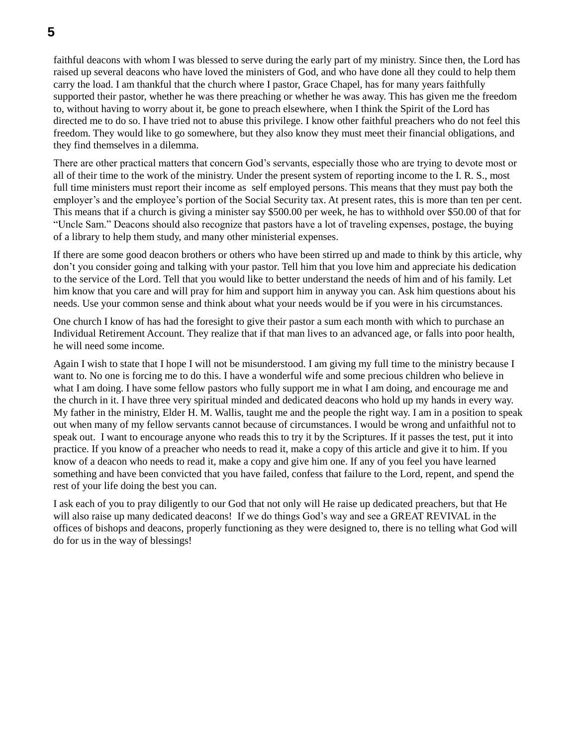faithful deacons with whom I was blessed to serve during the early part of my ministry. Since then, the Lord has raised up several deacons who have loved the ministers of God, and who have done all they could to help them carry the load. I am thankful that the church where I pastor, Grace Chapel, has for many years faithfully supported their pastor, whether he was there preaching or whether he was away. This has given me the freedom to, without having to worry about it, be gone to preach elsewhere, when I think the Spirit of the Lord has directed me to do so. I have tried not to abuse this privilege. I know other faithful preachers who do not feel this freedom. They would like to go somewhere, but they also know they must meet their financial obligations, and they find themselves in a dilemma.

There are other practical matters that concern God's servants, especially those who are trying to devote most or all of their time to the work of the ministry. Under the present system of reporting income to the I. R. S., most full time ministers must report their income as self employed persons. This means that they must pay both the employer's and the employee's portion of the Social Security tax. At present rates, this is more than ten per cent. This means that if a church is giving a minister say $500.00 per week, he has to withhold over $50.00 of that for "Uncle Sam." Deacons should also recognize that pastors have a lot of traveling expenses, postage, the buying of a library to help them study, and many other ministerial expenses.

If there are some good deacon brothers or others who have been stirred up and made to think by this article, why don't you consider going and talking with your pastor. Tell him that you love him and appreciate his dedication to the service of the Lord. Tell that you would like to better understand the needs of him and of his family. Let him know that you care and will pray for him and support him in anyway you can. Ask him questions about his needs. Use your common sense and think about what your needs would be if you were in his circumstances.

One church I know of has had the foresight to give their pastor a sum each month with which to purchase an Individual Retirement Account. They realize that if that man lives to an advanced age, or falls into poor health, he will need some income.

Again I wish to state that I hope I will not be misunderstood. I am giving my full time to the ministry because I want to. No one is forcing me to do this. I have a wonderful wife and some precious children who believe in what I am doing. I have some fellow pastors who fully support me in what I am doing, and encourage me and the church in it. I have three very spiritual minded and dedicated deacons who hold up my hands in every way. My father in the ministry, Elder H. M. Wallis, taught me and the people the right way. I am in a position to speak out when many of my fellow servants cannot because of circumstances. I would be wrong and unfaithful not to speak out. I want to encourage anyone who reads this to try it by the Scriptures. If it passes the test, put it into practice. If you know of a preacher who needs to read it, make a copy of this article and give it to him. If you know of a deacon who needs to read it, make a copy and give him one. If any of you feel you have learned something and have been convicted that you have failed, confess that failure to the Lord, repent, and spend the rest of your life doing the best you can.

I ask each of you to pray diligently to our God that not only will He raise up dedicated preachers, but that He will also raise up many dedicated deacons! If we do things God's way and see a GREAT REVIVAL in the offices of bishops and deacons, properly functioning as they were designed to, there is no telling what God will do for us in the way of blessings!